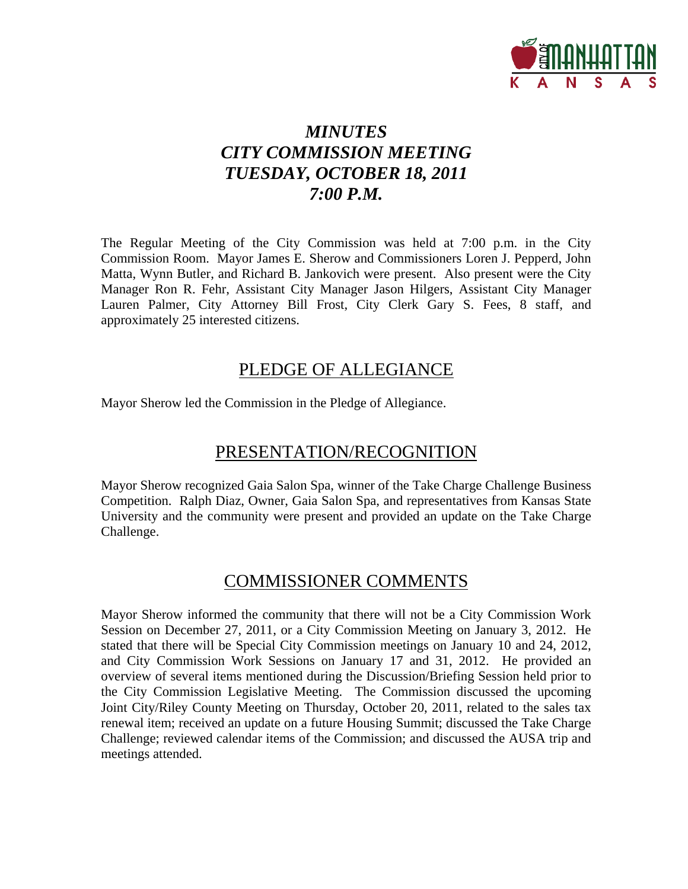# *MINUTES*
# *CITY COMMISSION MEETING*
# *TUESDAY, OCTOBER 18, 2011*
# *7:00 P.M.*

The Regular Meeting of the City Commission was held at 7:00 p.m. in the City Commission Room. Mayor James E. Sherow and Commissioners Loren J. Pepperd, John Matta, Wynn Butler, and Richard B. Jankovich were present. Also present were the City Manager Ron R. Fehr, Assistant City Manager Jason Hilgers, Assistant City Manager Lauren Palmer, City Attorney Bill Frost, City Clerk Gary S. Fees, 8 staff, and approximately 25 interested citizens.

## PLEDGE OF ALLEGIANCE

Mayor Sherow led the Commission in the Pledge of Allegiance.

## PRESENTATION/RECOGNITION

Mayor Sherow recognized Gaia Salon Spa, winner of the Take Charge Challenge Business Competition. Ralph Diaz, Owner, Gaia Salon Spa, and representatives from Kansas State University and the community were present and provided an update on the Take Charge Challenge.

## COMMISSIONER COMMENTS

Mayor Sherow informed the community that there will not be a City Commission Work Session on December 27, 2011, or a City Commission Meeting on January 3, 2012. He stated that there will be Special City Commission meetings on January 10 and 24, 2012, and City Commission Work Sessions on January 17 and 31, 2012. He provided an overview of several items mentioned during the Discussion/Briefing Session held prior to the City Commission Legislative Meeting. The Commission discussed the upcoming Joint City/Riley County Meeting on Thursday, October 20, 2011, related to the sales tax renewal item; received an update on a future Housing Summit; discussed the Take Charge Challenge; reviewed calendar items of the Commission; and discussed the AUSA trip and meetings attended.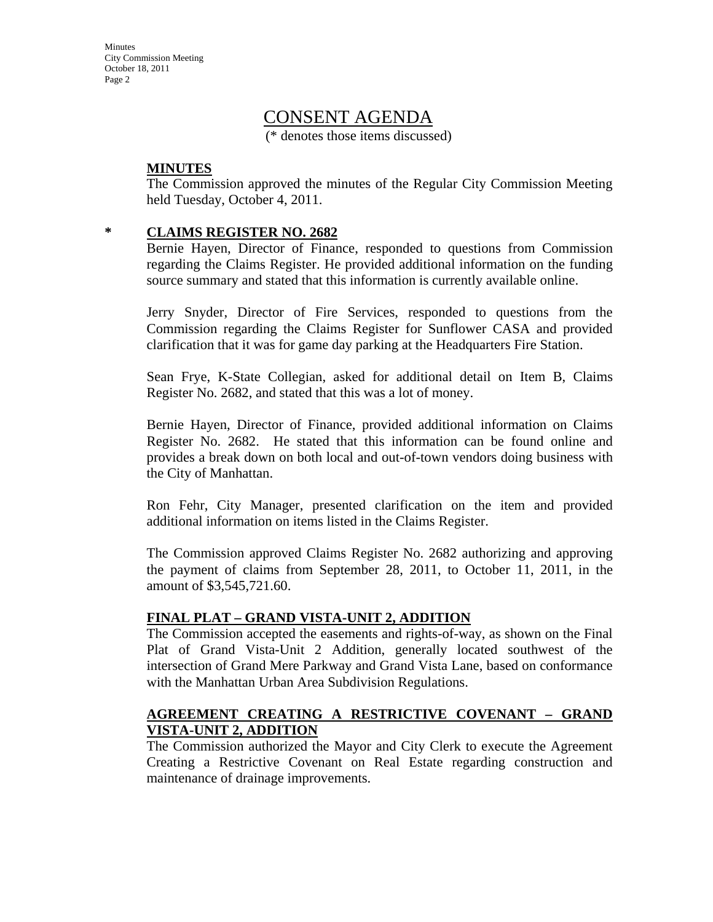# CONSENT AGENDA

(* denotes those items discussed)

**MINUTES**

The Commission approved the minutes of the Regular City Commission Meeting held Tuesday, October 4, 2011.

\* **CLAIMS REGISTER NO. 2682**

Bernie Hayen, Director of Finance, responded to questions from Commission regarding the Claims Register. He provided additional information on the funding source summary and stated that this information is currently available online.

Jerry Snyder, Director of Fire Services, responded to questions from the Commission regarding the Claims Register for Sunflower CASA and provided clarification that it was for game day parking at the Headquarters Fire Station.

Sean Frye, K-State Collegian, asked for additional detail on Item B, Claims Register No. 2682, and stated that this was a lot of money.

Bernie Hayen, Director of Finance, provided additional information on Claims Register No. 2682. He stated that this information can be found online and provides a break down on both local and out-of-town vendors doing business with the City of Manhattan.

Ron Fehr, City Manager, presented clarification on the item and provided additional information on items listed in the Claims Register.

The Commission approved Claims Register No. 2682 authorizing and approving the payment of claims from September 28, 2011, to October 11, 2011, in the amount of $3,545,721.60.

**FINAL PLAT – GRAND VISTA-UNIT 2, ADDITION**

The Commission accepted the easements and rights-of-way, as shown on the Final Plat of Grand Vista-Unit 2 Addition, generally located southwest of the intersection of Grand Mere Parkway and Grand Vista Lane, based on conformance with the Manhattan Urban Area Subdivision Regulations.

**AGREEMENT CREATING A RESTRICTIVE COVENANT – GRAND VISTA-UNIT 2, ADDITION**

The Commission authorized the Mayor and City Clerk to execute the Agreement Creating a Restrictive Covenant on Real Estate regarding construction and maintenance of drainage improvements.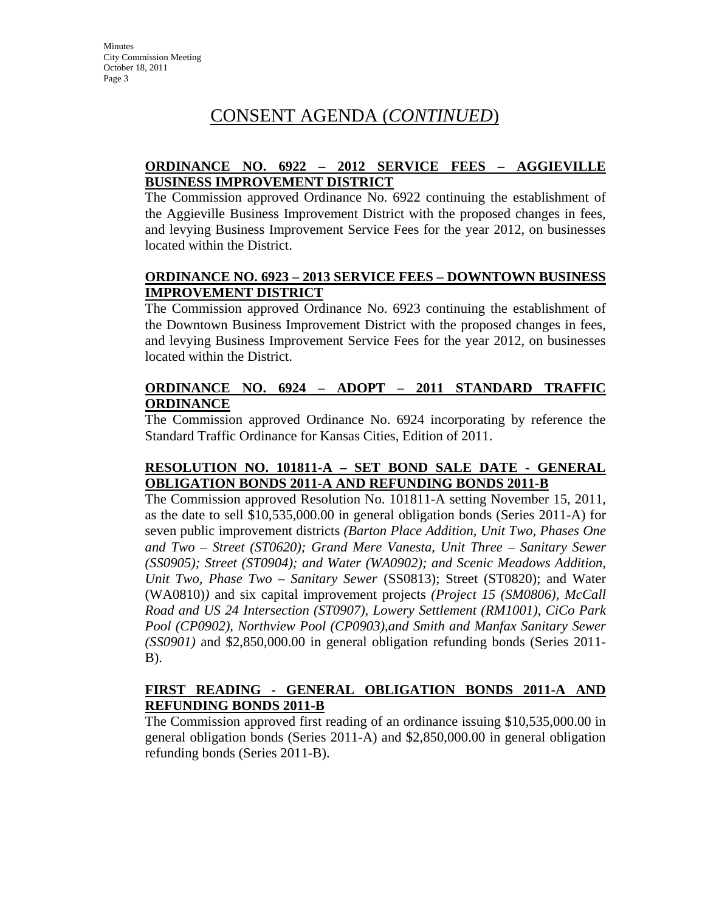# CONSENT AGENDA (*CONTINUED*)

**ORDINANCE NO. 6922 – 2012 SERVICE FEES – AGGIEVILLE BUSINESS IMPROVEMENT DISTRICT**

The Commission approved Ordinance No. 6922 continuing the establishment of the Aggieville Business Improvement District with the proposed changes in fees, and levying Business Improvement Service Fees for the year 2012, on businesses located within the District.

**ORDINANCE NO. 6923 – 2013 SERVICE FEES – DOWNTOWN BUSINESS IMPROVEMENT DISTRICT**

The Commission approved Ordinance No. 6923 continuing the establishment of the Downtown Business Improvement District with the proposed changes in fees, and levying Business Improvement Service Fees for the year 2012, on businesses located within the District.

**ORDINANCE NO. 6924 – ADOPT – 2011 STANDARD TRAFFIC ORDINANCE**

The Commission approved Ordinance No. 6924 incorporating by reference the Standard Traffic Ordinance for Kansas Cities, Edition of 2011.

**RESOLUTION NO. 101811-A – SET BOND SALE DATE - GENERAL OBLIGATION BONDS 2011-A AND REFUNDING BONDS 2011-B**

The Commission approved Resolution No. 101811-A setting November 15, 2011, as the date to sell $10,535,000.00 in general obligation bonds (Series 2011-A) for seven public improvement districts *(Barton Place Addition, Unit Two, Phases One and Two – Street (ST0620); Grand Mere Vanesta, Unit Three – Sanitary Sewer (SS0905); Street (ST0904); and Water (WA0902); and Scenic Meadows Addition, Unit Two, Phase Two – Sanitary Sewer* (SS0813); Street (ST0820); and Water (WA0810)*)* and six capital improvement projects *(Project 15 (SM0806), McCall Road and US 24 Intersection (ST0907), Lowery Settlement (RM1001), CiCo Park Pool (CP0902), Northview Pool (CP0903),and Smith and Manfax Sanitary Sewer (SS0901)* and $2,850,000.00 in general obligation refunding bonds (Series 2011-B).

**FIRST READING - GENERAL OBLIGATION BONDS 2011-A AND REFUNDING BONDS 2011-B**

The Commission approved first reading of an ordinance issuing $10,535,000.00 in general obligation bonds (Series 2011-A) and $2,850,000.00 in general obligation refunding bonds (Series 2011-B).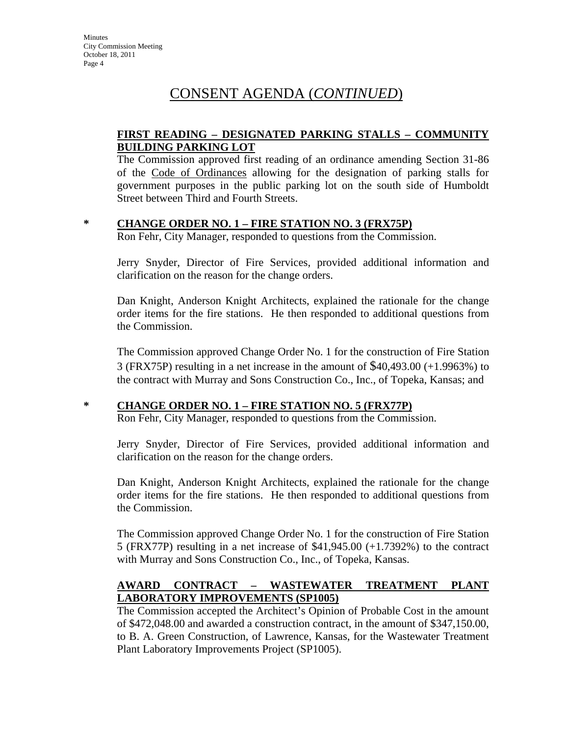# CONSENT AGENDA (*CONTINUED*)

**FIRST READING – DESIGNATED PARKING STALLS – COMMUNITY BUILDING PARKING LOT**

The Commission approved first reading of an ordinance amending Section 31-86 of the Code of Ordinances allowing for the designation of parking stalls for government purposes in the public parking lot on the south side of Humboldt Street between Third and Fourth Streets.

\* **CHANGE ORDER NO. 1 – FIRE STATION NO. 3 (FRX75P)**

Ron Fehr, City Manager, responded to questions from the Commission.

Jerry Snyder, Director of Fire Services, provided additional information and clarification on the reason for the change orders.

Dan Knight, Anderson Knight Architects, explained the rationale for the change order items for the fire stations. He then responded to additional questions from the Commission.

The Commission approved Change Order No. 1 for the construction of Fire Station 3 (FRX75P) resulting in a net increase in the amount of $40,493.00 (+1.9963%) to the contract with Murray and Sons Construction Co., Inc., of Topeka, Kansas; and

\* **CHANGE ORDER NO. 1 – FIRE STATION NO. 5 (FRX77P)**

Ron Fehr, City Manager, responded to questions from the Commission.

Jerry Snyder, Director of Fire Services, provided additional information and clarification on the reason for the change orders.

Dan Knight, Anderson Knight Architects, explained the rationale for the change order items for the fire stations. He then responded to additional questions from the Commission.

The Commission approved Change Order No. 1 for the construction of Fire Station 5 (FRX77P) resulting in a net increase of $41,945.00 (+1.7392%) to the contract with Murray and Sons Construction Co., Inc., of Topeka, Kansas.

**AWARD CONTRACT – WASTEWATER TREATMENT PLANT LABORATORY IMPROVEMENTS (SP1005)**

The Commission accepted the Architect's Opinion of Probable Cost in the amount of $472,048.00 and awarded a construction contract, in the amount of $347,150.00, to B. A. Green Construction, of Lawrence, Kansas, for the Wastewater Treatment Plant Laboratory Improvements Project (SP1005).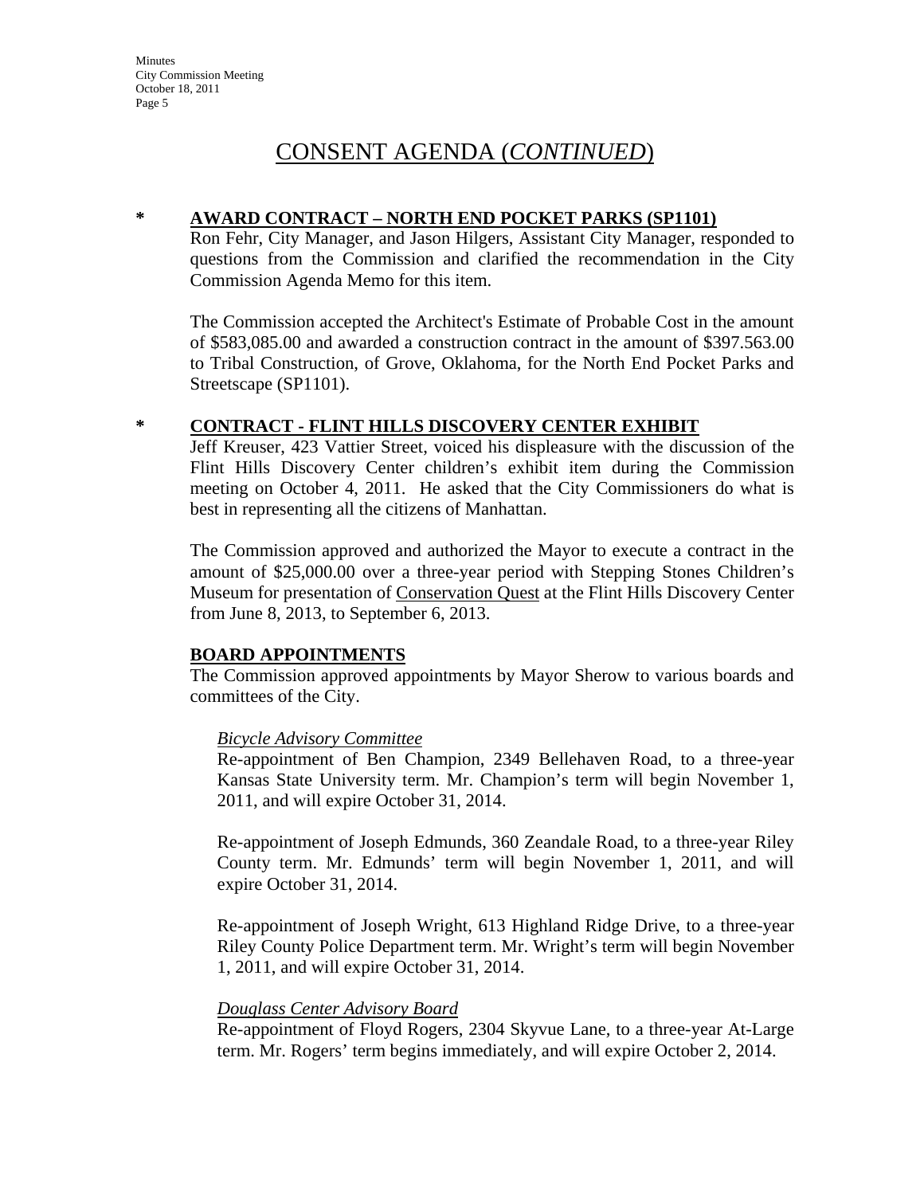# CONSENT AGENDA (*CONTINUED*)

**\* AWARD CONTRACT – NORTH END POCKET PARKS (SP1101)**

Ron Fehr, City Manager, and Jason Hilgers, Assistant City Manager, responded to questions from the Commission and clarified the recommendation in the City Commission Agenda Memo for this item.

The Commission accepted the Architect's Estimate of Probable Cost in the amount of $583,085.00 and awarded a construction contract in the amount of $397.563.00 to Tribal Construction, of Grove, Oklahoma, for the North End Pocket Parks and Streetscape (SP1101).

**\* CONTRACT - FLINT HILLS DISCOVERY CENTER EXHIBIT**

Jeff Kreuser, 423 Vattier Street, voiced his displeasure with the discussion of the Flint Hills Discovery Center children's exhibit item during the Commission meeting on October 4, 2011. He asked that the City Commissioners do what is best in representing all the citizens of Manhattan.

The Commission approved and authorized the Mayor to execute a contract in the amount of $25,000.00 over a three-year period with Stepping Stones Children's Museum for presentation of Conservation Quest at the Flint Hills Discovery Center from June 8, 2013, to September 6, 2013.

**BOARD APPOINTMENTS**

The Commission approved appointments by Mayor Sherow to various boards and committees of the City.

*Bicycle Advisory Committee*

Re-appointment of Ben Champion, 2349 Bellehaven Road, to a three-year Kansas State University term. Mr. Champion's term will begin November 1, 2011, and will expire October 31, 2014.

Re-appointment of Joseph Edmunds, 360 Zeandale Road, to a three-year Riley County term. Mr. Edmunds' term will begin November 1, 2011, and will expire October 31, 2014.

Re-appointment of Joseph Wright, 613 Highland Ridge Drive, to a three-year Riley County Police Department term. Mr. Wright's term will begin November 1, 2011, and will expire October 31, 2014.

*Douglass Center Advisory Board*

Re-appointment of Floyd Rogers, 2304 Skyvue Lane, to a three-year At-Large term. Mr. Rogers' term begins immediately, and will expire October 2, 2014.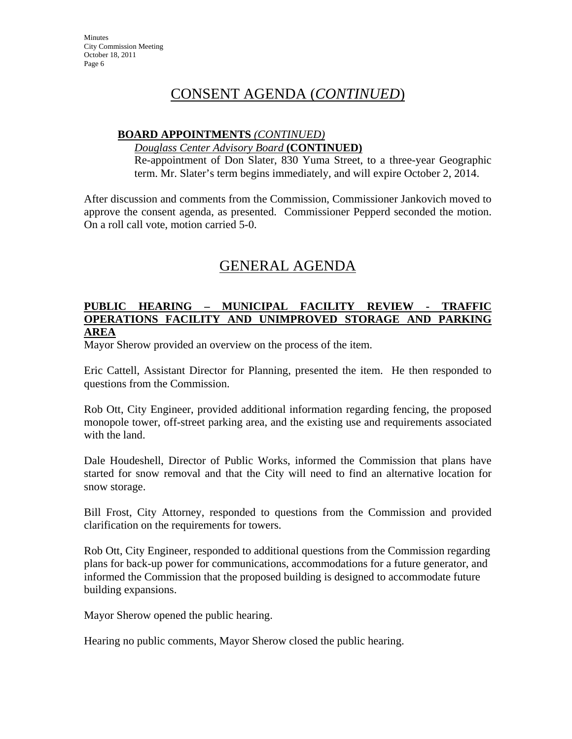## CONSENT AGENDA (*CONTINUED*)

**BOARD APPOINTMENTS** *(CONTINUED)*

*Douglass Center Advisory Board* **(CONTINUED)**

Re-appointment of Don Slater, 830 Yuma Street, to a three-year Geographic term. Mr. Slater's term begins immediately, and will expire October 2, 2014.

After discussion and comments from the Commission, Commissioner Jankovich moved to approve the consent agenda, as presented. Commissioner Pepperd seconded the motion. On a roll call vote, motion carried 5-0.

## GENERAL AGENDA

**PUBLIC HEARING – MUNICIPAL FACILITY REVIEW - TRAFFIC OPERATIONS FACILITY AND UNIMPROVED STORAGE AND PARKING AREA**

Mayor Sherow provided an overview on the process of the item.

Eric Cattell, Assistant Director for Planning, presented the item. He then responded to questions from the Commission.

Rob Ott, City Engineer, provided additional information regarding fencing, the proposed monopole tower, off-street parking area, and the existing use and requirements associated with the land.

Dale Houdeshell, Director of Public Works, informed the Commission that plans have started for snow removal and that the City will need to find an alternative location for snow storage.

Bill Frost, City Attorney, responded to questions from the Commission and provided clarification on the requirements for towers.

Rob Ott, City Engineer, responded to additional questions from the Commission regarding plans for back-up power for communications, accommodations for a future generator, and informed the Commission that the proposed building is designed to accommodate future building expansions.

Mayor Sherow opened the public hearing.

Hearing no public comments, Mayor Sherow closed the public hearing.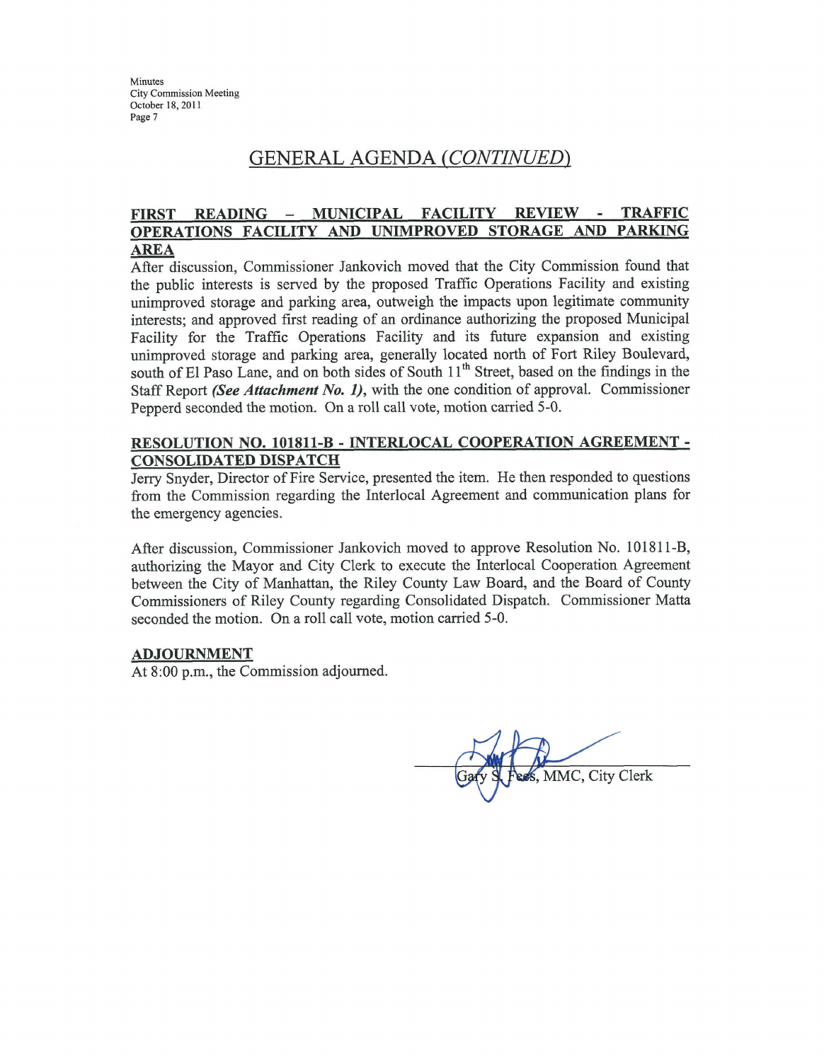## GENERAL AGENDA (*CONTINUED*)

### FIRST READING – MUNICIPAL FACILITY REVIEW - TRAFFIC OPERATIONS FACILITY AND UNIMPROVED STORAGE AND PARKING AREA

After discussion, Commissioner Jankovich moved that the City Commission found that the public interests is served by the proposed Traffic Operations Facility and existing unimproved storage and parking area, outweigh the impacts upon legitimate community interests; and approved first reading of an ordinance authorizing the proposed Municipal Facility for the Traffic Operations Facility and its future expansion and existing unimproved storage and parking area, generally located north of Fort Riley Boulevard, south of El Paso Lane, and on both sides of South 11th Street, based on the findings in the Staff Report ***(See Attachment No. 1)***, with the one condition of approval. Commissioner Pepperd seconded the motion. On a roll call vote, motion carried 5-0.

### RESOLUTION NO. 101811-B - INTERLOCAL COOPERATION AGREEMENT - CONSOLIDATED DISPATCH

Jerry Snyder, Director of Fire Service, presented the item. He then responded to questions from the Commission regarding the Interlocal Agreement and communication plans for the emergency agencies.

After discussion, Commissioner Jankovich moved to approve Resolution No. 101811-B, authorizing the Mayor and City Clerk to execute the Interlocal Cooperation Agreement between the City of Manhattan, the Riley County Law Board, and the Board of County Commissioners of Riley County regarding Consolidated Dispatch. Commissioner Matta seconded the motion. On a roll call vote, motion carried 5-0.

### ADJOURNMENT

At 8:00 p.m., the Commission adjourned.

Gary S. Fees, MMC, City Clerk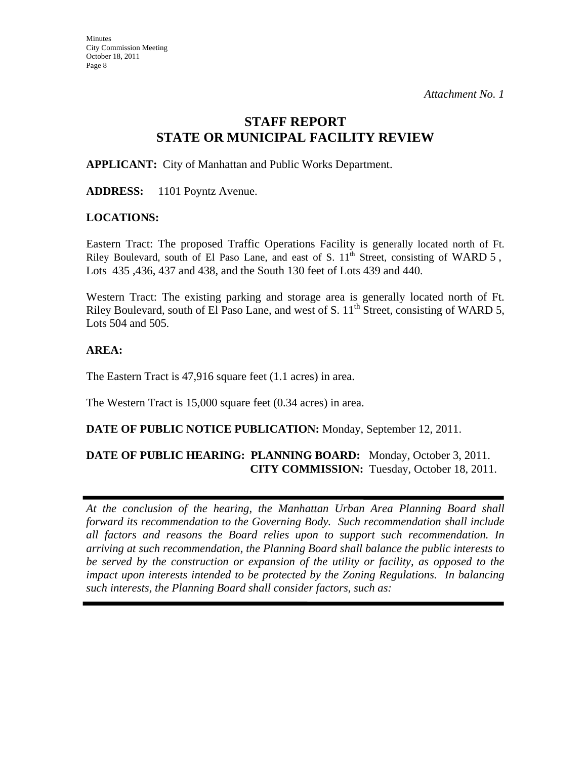*Attachment No. 1*

# STAFF REPORT
## STATE OR MUNICIPAL FACILITY REVIEW

**APPLICANT:** City of Manhattan and Public Works Department.

**ADDRESS:** 1101 Poyntz Avenue.

**LOCATIONS:**

Eastern Tract: The proposed Traffic Operations Facility is generally located north of Ft. Riley Boulevard, south of El Paso Lane, and east of S. 11th Street, consisting of WARD 5 , Lots 435 ,436, 437 and 438, and the South 130 feet of Lots 439 and 440.

Western Tract: The existing parking and storage area is generally located north of Ft. Riley Boulevard, south of El Paso Lane, and west of S. 11th Street, consisting of WARD 5, Lots 504 and 505.

**AREA:**

The Eastern Tract is 47,916 square feet (1.1 acres) in area.

The Western Tract is 15,000 square feet (0.34 acres) in area.

**DATE OF PUBLIC NOTICE PUBLICATION:** Monday, September 12, 2011.

**DATE OF PUBLIC HEARING: PLANNING BOARD:** Monday, October 3, 2011.
**CITY COMMISSION:** Tuesday, October 18, 2011.

---

*At the conclusion of the hearing, the Manhattan Urban Area Planning Board shall forward its recommendation to the Governing Body. Such recommendation shall include all factors and reasons the Board relies upon to support such recommendation. In arriving at such recommendation, the Planning Board shall balance the public interests to be served by the construction or expansion of the utility or facility, as opposed to the impact upon interests intended to be protected by the Zoning Regulations. In balancing such interests, the Planning Board shall consider factors, such as:*

---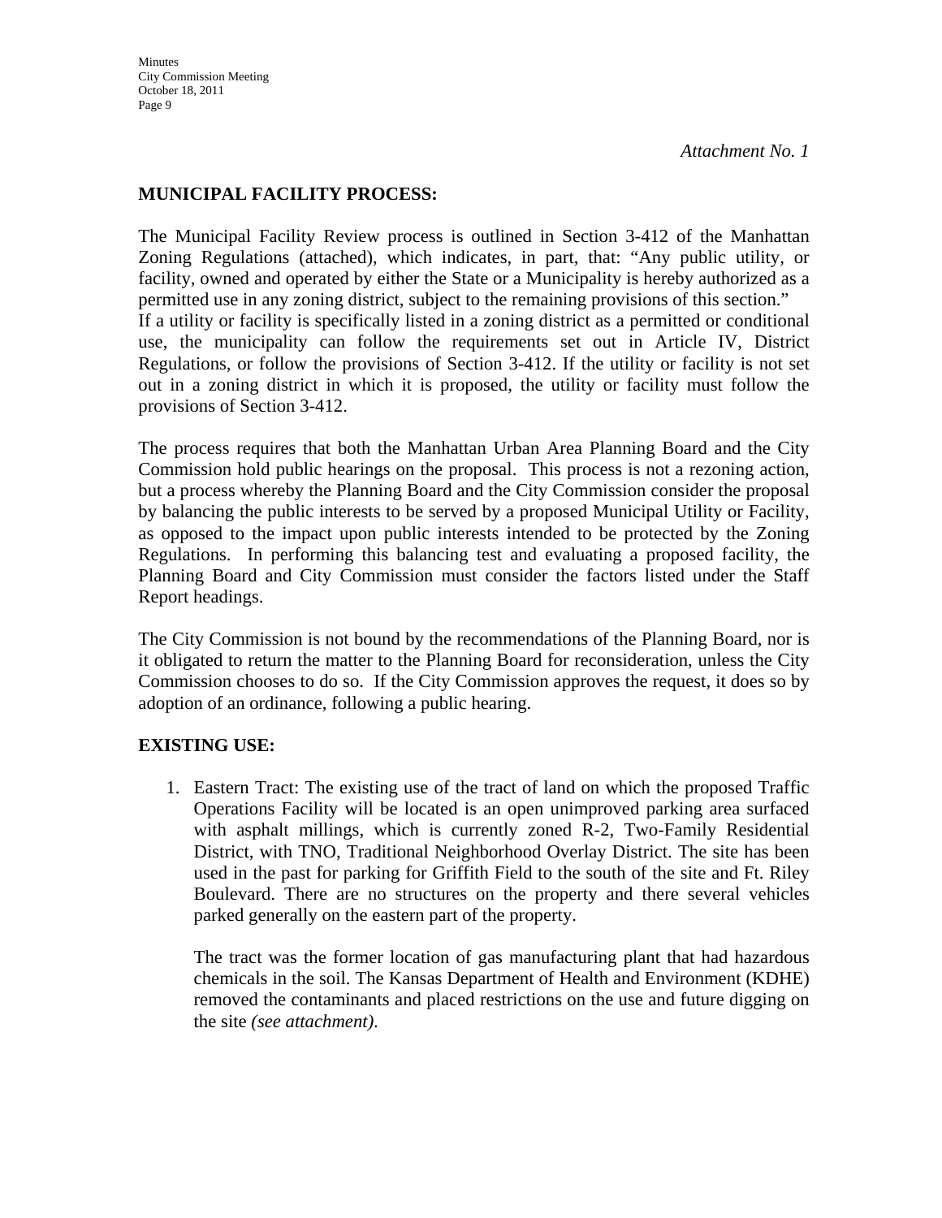*Attachment No. 1*

**MUNICIPAL FACILITY PROCESS:**

The Municipal Facility Review process is outlined in Section 3-412 of the Manhattan Zoning Regulations (attached), which indicates, in part, that: "Any public utility, or facility, owned and operated by either the State or a Municipality is hereby authorized as a permitted use in any zoning district, subject to the remaining provisions of this section." If a utility or facility is specifically listed in a zoning district as a permitted or conditional use, the municipality can follow the requirements set out in Article IV, District Regulations, or follow the provisions of Section 3-412. If the utility or facility is not set out in a zoning district in which it is proposed, the utility or facility must follow the provisions of Section 3-412.

The process requires that both the Manhattan Urban Area Planning Board and the City Commission hold public hearings on the proposal. This process is not a rezoning action, but a process whereby the Planning Board and the City Commission consider the proposal by balancing the public interests to be served by a proposed Municipal Utility or Facility, as opposed to the impact upon public interests intended to be protected by the Zoning Regulations. In performing this balancing test and evaluating a proposed facility, the Planning Board and City Commission must consider the factors listed under the Staff Report headings.

The City Commission is not bound by the recommendations of the Planning Board, nor is it obligated to return the matter to the Planning Board for reconsideration, unless the City Commission chooses to do so. If the City Commission approves the request, it does so by adoption of an ordinance, following a public hearing.

**EXISTING USE:**

1. Eastern Tract: The existing use of the tract of land on which the proposed Traffic Operations Facility will be located is an open unimproved parking area surfaced with asphalt millings, which is currently zoned R-2, Two-Family Residential District, with TNO, Traditional Neighborhood Overlay District. The site has been used in the past for parking for Griffith Field to the south of the site and Ft. Riley Boulevard. There are no structures on the property and there several vehicles parked generally on the eastern part of the property.

   The tract was the former location of gas manufacturing plant that had hazardous chemicals in the soil. The Kansas Department of Health and Environment (KDHE) removed the contaminants and placed restrictions on the use and future digging on the site *(see attachment).*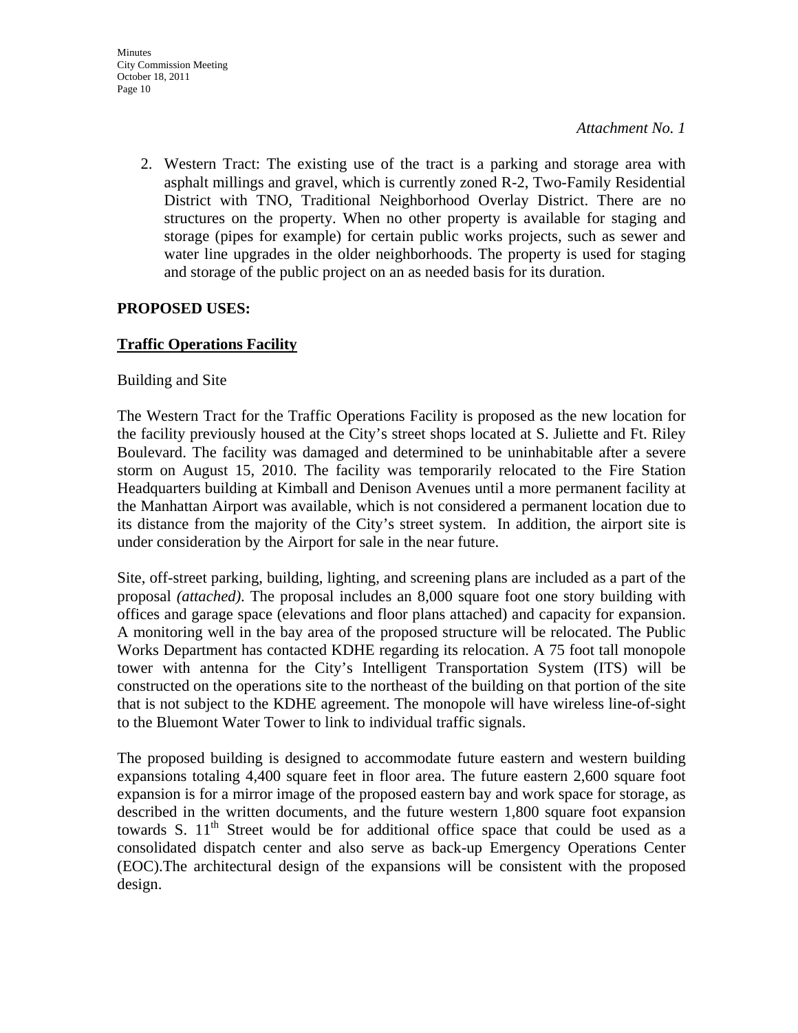*Attachment No. 1*

2. Western Tract: The existing use of the tract is a parking and storage area with asphalt millings and gravel, which is currently zoned R-2, Two-Family Residential District with TNO, Traditional Neighborhood Overlay District. There are no structures on the property. When no other property is available for staging and storage (pipes for example) for certain public works projects, such as sewer and water line upgrades in the older neighborhoods. The property is used for staging and storage of the public project on an as needed basis for its duration.

**PROPOSED USES:**

**Traffic Operations Facility**

Building and Site

The Western Tract for the Traffic Operations Facility is proposed as the new location for the facility previously housed at the City's street shops located at S. Juliette and Ft. Riley Boulevard. The facility was damaged and determined to be uninhabitable after a severe storm on August 15, 2010. The facility was temporarily relocated to the Fire Station Headquarters building at Kimball and Denison Avenues until a more permanent facility at the Manhattan Airport was available, which is not considered a permanent location due to its distance from the majority of the City's street system. In addition, the airport site is under consideration by the Airport for sale in the near future.

Site, off-street parking, building, lighting, and screening plans are included as a part of the proposal *(attached)*. The proposal includes an 8,000 square foot one story building with offices and garage space (elevations and floor plans attached) and capacity for expansion. A monitoring well in the bay area of the proposed structure will be relocated. The Public Works Department has contacted KDHE regarding its relocation. A 75 foot tall monopole tower with antenna for the City's Intelligent Transportation System (ITS) will be constructed on the operations site to the northeast of the building on that portion of the site that is not subject to the KDHE agreement. The monopole will have wireless line-of-sight to the Bluemont Water Tower to link to individual traffic signals.

The proposed building is designed to accommodate future eastern and western building expansions totaling 4,400 square feet in floor area. The future eastern 2,600 square foot expansion is for a mirror image of the proposed eastern bay and work space for storage, as described in the written documents, and the future western 1,800 square foot expansion towards S. 11th Street would be for additional office space that could be used as a consolidated dispatch center and also serve as back-up Emergency Operations Center (EOC).The architectural design of the expansions will be consistent with the proposed design.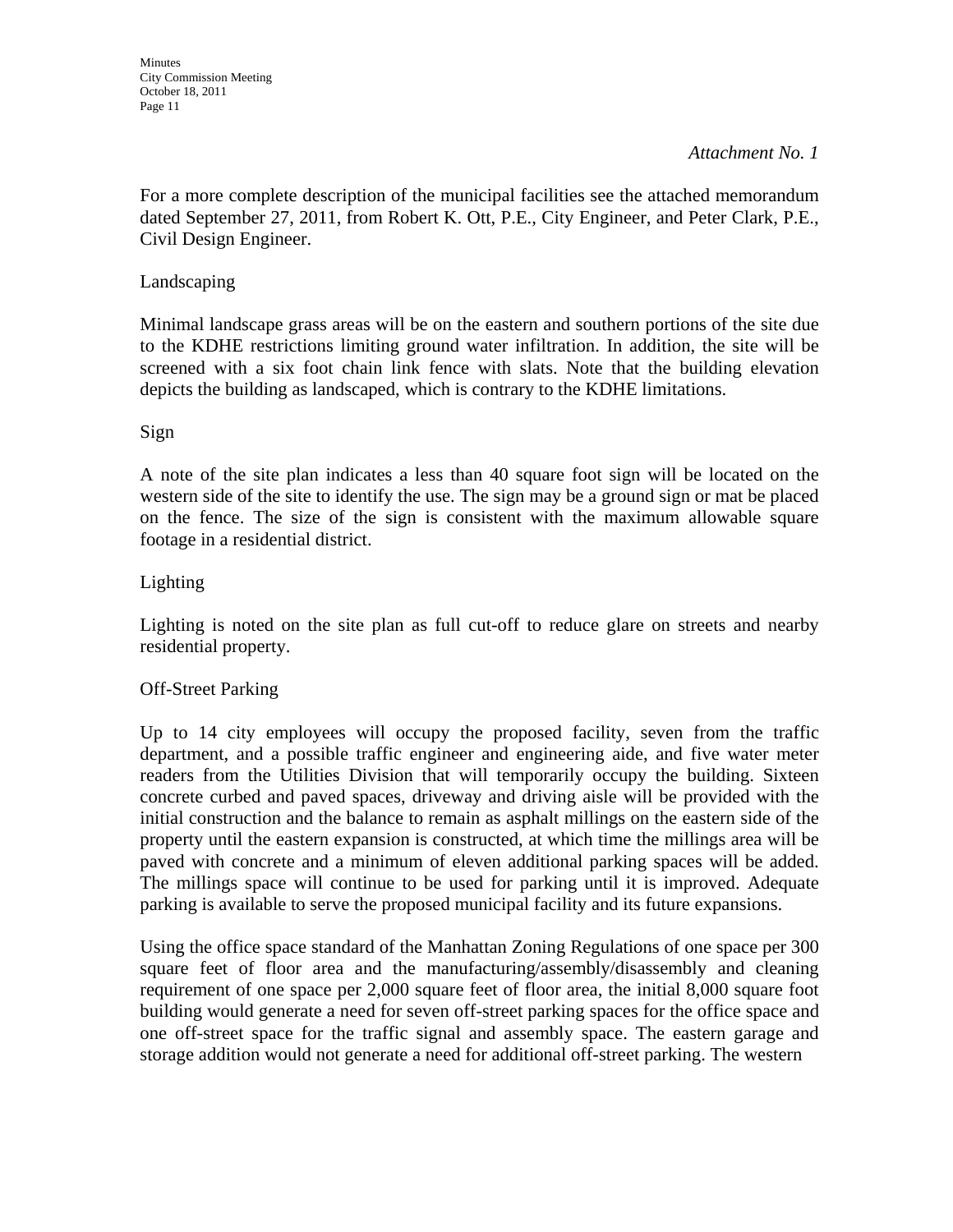*Attachment No. 1*

For a more complete description of the municipal facilities see the attached memorandum dated September 27, 2011, from Robert K. Ott, P.E., City Engineer, and Peter Clark, P.E., Civil Design Engineer.

Landscaping

Minimal landscape grass areas will be on the eastern and southern portions of the site due to the KDHE restrictions limiting ground water infiltration. In addition, the site will be screened with a six foot chain link fence with slats. Note that the building elevation depicts the building as landscaped, which is contrary to the KDHE limitations.

Sign

A note of the site plan indicates a less than 40 square foot sign will be located on the western side of the site to identify the use. The sign may be a ground sign or mat be placed on the fence. The size of the sign is consistent with the maximum allowable square footage in a residential district.

Lighting

Lighting is noted on the site plan as full cut-off to reduce glare on streets and nearby residential property.

Off-Street Parking

Up to 14 city employees will occupy the proposed facility, seven from the traffic department, and a possible traffic engineer and engineering aide, and five water meter readers from the Utilities Division that will temporarily occupy the building. Sixteen concrete curbed and paved spaces, driveway and driving aisle will be provided with the initial construction and the balance to remain as asphalt millings on the eastern side of the property until the eastern expansion is constructed, at which time the millings area will be paved with concrete and a minimum of eleven additional parking spaces will be added. The millings space will continue to be used for parking until it is improved. Adequate parking is available to serve the proposed municipal facility and its future expansions.

Using the office space standard of the Manhattan Zoning Regulations of one space per 300 square feet of floor area and the manufacturing/assembly/disassembly and cleaning requirement of one space per 2,000 square feet of floor area, the initial 8,000 square foot building would generate a need for seven off-street parking spaces for the office space and one off-street space for the traffic signal and assembly space. The eastern garage and storage addition would not generate a need for additional off-street parking. The western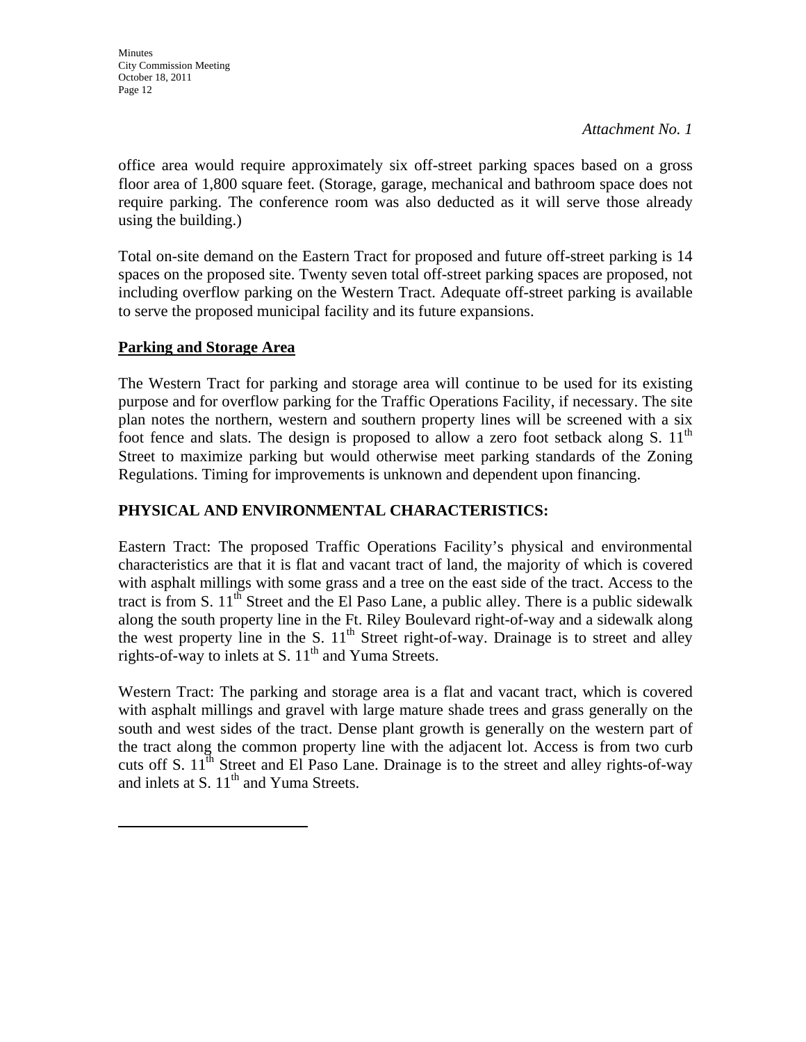*Attachment No. 1*

office area would require approximately six off-street parking spaces based on a gross floor area of 1,800 square feet. (Storage, garage, mechanical and bathroom space does not require parking. The conference room was also deducted as it will serve those already using the building.)

Total on-site demand on the Eastern Tract for proposed and future off-street parking is 14 spaces on the proposed site. Twenty seven total off-street parking spaces are proposed, not including overflow parking on the Western Tract. Adequate off-street parking is available to serve the proposed municipal facility and its future expansions.

**Parking and Storage Area**

The Western Tract for parking and storage area will continue to be used for its existing purpose and for overflow parking for the Traffic Operations Facility, if necessary. The site plan notes the northern, western and southern property lines will be screened with a six foot fence and slats. The design is proposed to allow a zero foot setback along S. 11th Street to maximize parking but would otherwise meet parking standards of the Zoning Regulations. Timing for improvements is unknown and dependent upon financing.

**PHYSICAL AND ENVIRONMENTAL CHARACTERISTICS:**

Eastern Tract: The proposed Traffic Operations Facility's physical and environmental characteristics are that it is flat and vacant tract of land, the majority of which is covered with asphalt millings with some grass and a tree on the east side of the tract. Access to the tract is from S. 11th Street and the El Paso Lane, a public alley. There is a public sidewalk along the south property line in the Ft. Riley Boulevard right-of-way and a sidewalk along the west property line in the S. 11th Street right-of-way. Drainage is to street and alley rights-of-way to inlets at S. 11th and Yuma Streets.

Western Tract: The parking and storage area is a flat and vacant tract, which is covered with asphalt millings and gravel with large mature shade trees and grass generally on the south and west sides of the tract. Dense plant growth is generally on the western part of the tract along the common property line with the adjacent lot. Access is from two curb cuts off S. 11th Street and El Paso Lane. Drainage is to the street and alley rights-of-way and inlets at S. 11th and Yuma Streets.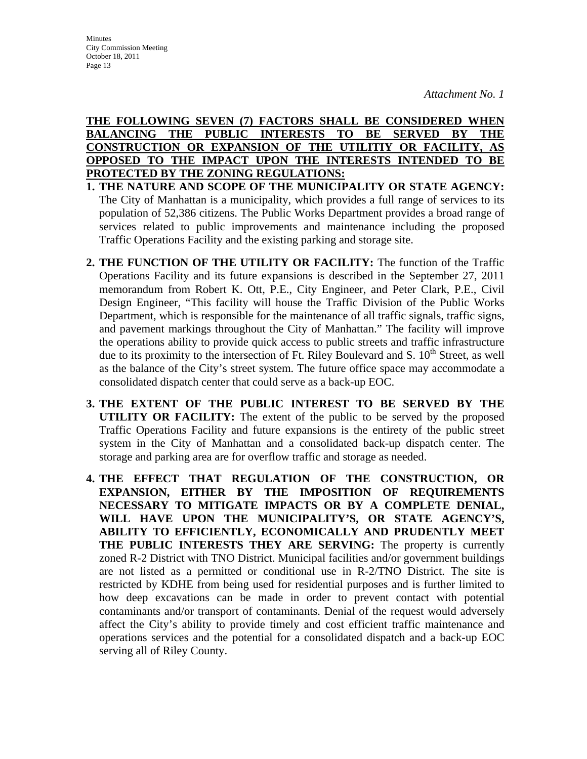*Attachment No. 1*

**THE FOLLOWING SEVEN (7) FACTORS SHALL BE CONSIDERED WHEN BALANCING THE PUBLIC INTERESTS TO BE SERVED BY THE CONSTRUCTION OR EXPANSION OF THE UTILITIY OR FACILITY, AS OPPOSED TO THE IMPACT UPON THE INTERESTS INTENDED TO BE PROTECTED BY THE ZONING REGULATIONS:**

1. **THE NATURE AND SCOPE OF THE MUNICIPALITY OR STATE AGENCY:** The City of Manhattan is a municipality, which provides a full range of services to its population of 52,386 citizens. The Public Works Department provides a broad range of services related to public improvements and maintenance including the proposed Traffic Operations Facility and the existing parking and storage site.

2. **THE FUNCTION OF THE UTILITY OR FACILITY:** The function of the Traffic Operations Facility and its future expansions is described in the September 27, 2011 memorandum from Robert K. Ott, P.E., City Engineer, and Peter Clark, P.E., Civil Design Engineer, "This facility will house the Traffic Division of the Public Works Department, which is responsible for the maintenance of all traffic signals, traffic signs, and pavement markings throughout the City of Manhattan." The facility will improve the operations ability to provide quick access to public streets and traffic infrastructure due to its proximity to the intersection of Ft. Riley Boulevard and S. 10th Street, as well as the balance of the City's street system. The future office space may accommodate a consolidated dispatch center that could serve as a back-up EOC.

3. **THE EXTENT OF THE PUBLIC INTEREST TO BE SERVED BY THE UTILITY OR FACILITY:** The extent of the public to be served by the proposed Traffic Operations Facility and future expansions is the entirety of the public street system in the City of Manhattan and a consolidated back-up dispatch center. The storage and parking area are for overflow traffic and storage as needed.

4. **THE EFFECT THAT REGULATION OF THE CONSTRUCTION, OR EXPANSION, EITHER BY THE IMPOSITION OF REQUIREMENTS NECESSARY TO MITIGATE IMPACTS OR BY A COMPLETE DENIAL, WILL HAVE UPON THE MUNICIPALITY'S, OR STATE AGENCY'S, ABILITY TO EFFICIENTLY, ECONOMICALLY AND PRUDENTLY MEET THE PUBLIC INTERESTS THEY ARE SERVING:** The property is currently zoned R-2 District with TNO District. Municipal facilities and/or government buildings are not listed as a permitted or conditional use in R-2/TNO District. The site is restricted by KDHE from being used for residential purposes and is further limited to how deep excavations can be made in order to prevent contact with potential contaminants and/or transport of contaminants. Denial of the request would adversely affect the City's ability to provide timely and cost efficient traffic maintenance and operations services and the potential for a consolidated dispatch and a back-up EOC serving all of Riley County.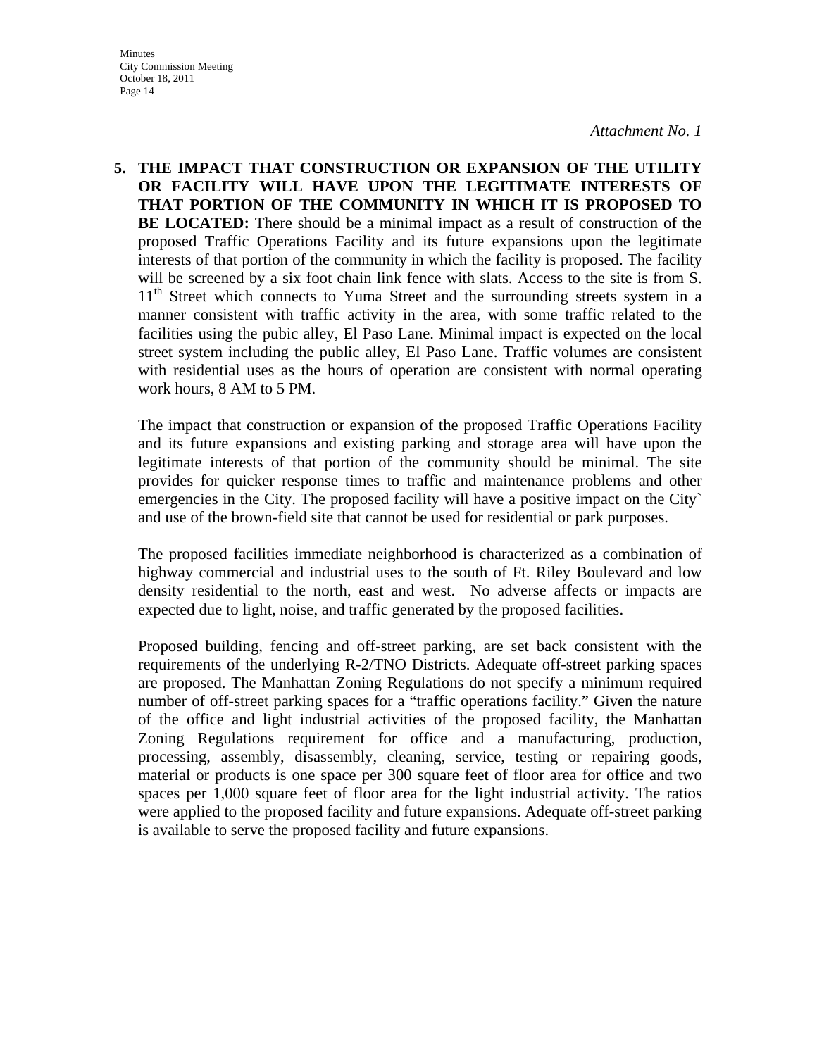*Attachment No. 1*

5. **THE IMPACT THAT CONSTRUCTION OR EXPANSION OF THE UTILITY OR FACILITY WILL HAVE UPON THE LEGITIMATE INTERESTS OF THAT PORTION OF THE COMMUNITY IN WHICH IT IS PROPOSED TO BE LOCATED:** There should be a minimal impact as a result of construction of the proposed Traffic Operations Facility and its future expansions upon the legitimate interests of that portion of the community in which the facility is proposed. The facility will be screened by a six foot chain link fence with slats. Access to the site is from S. 11th Street which connects to Yuma Street and the surrounding streets system in a manner consistent with traffic activity in the area, with some traffic related to the facilities using the pubic alley, El Paso Lane. Minimal impact is expected on the local street system including the public alley, El Paso Lane. Traffic volumes are consistent with residential uses as the hours of operation are consistent with normal operating work hours, 8 AM to 5 PM.

   The impact that construction or expansion of the proposed Traffic Operations Facility and its future expansions and existing parking and storage area will have upon the legitimate interests of that portion of the community should be minimal. The site provides for quicker response times to traffic and maintenance problems and other emergencies in the City. The proposed facility will have a positive impact on the City` and use of the brown-field site that cannot be used for residential or park purposes.

   The proposed facilities immediate neighborhood is characterized as a combination of highway commercial and industrial uses to the south of Ft. Riley Boulevard and low density residential to the north, east and west. No adverse affects or impacts are expected due to light, noise, and traffic generated by the proposed facilities.

   Proposed building, fencing and off-street parking, are set back consistent with the requirements of the underlying R-2/TNO Districts. Adequate off-street parking spaces are proposed. The Manhattan Zoning Regulations do not specify a minimum required number of off-street parking spaces for a "traffic operations facility." Given the nature of the office and light industrial activities of the proposed facility, the Manhattan Zoning Regulations requirement for office and a manufacturing, production, processing, assembly, disassembly, cleaning, service, testing or repairing goods, material or products is one space per 300 square feet of floor area for office and two spaces per 1,000 square feet of floor area for the light industrial activity. The ratios were applied to the proposed facility and future expansions. Adequate off-street parking is available to serve the proposed facility and future expansions.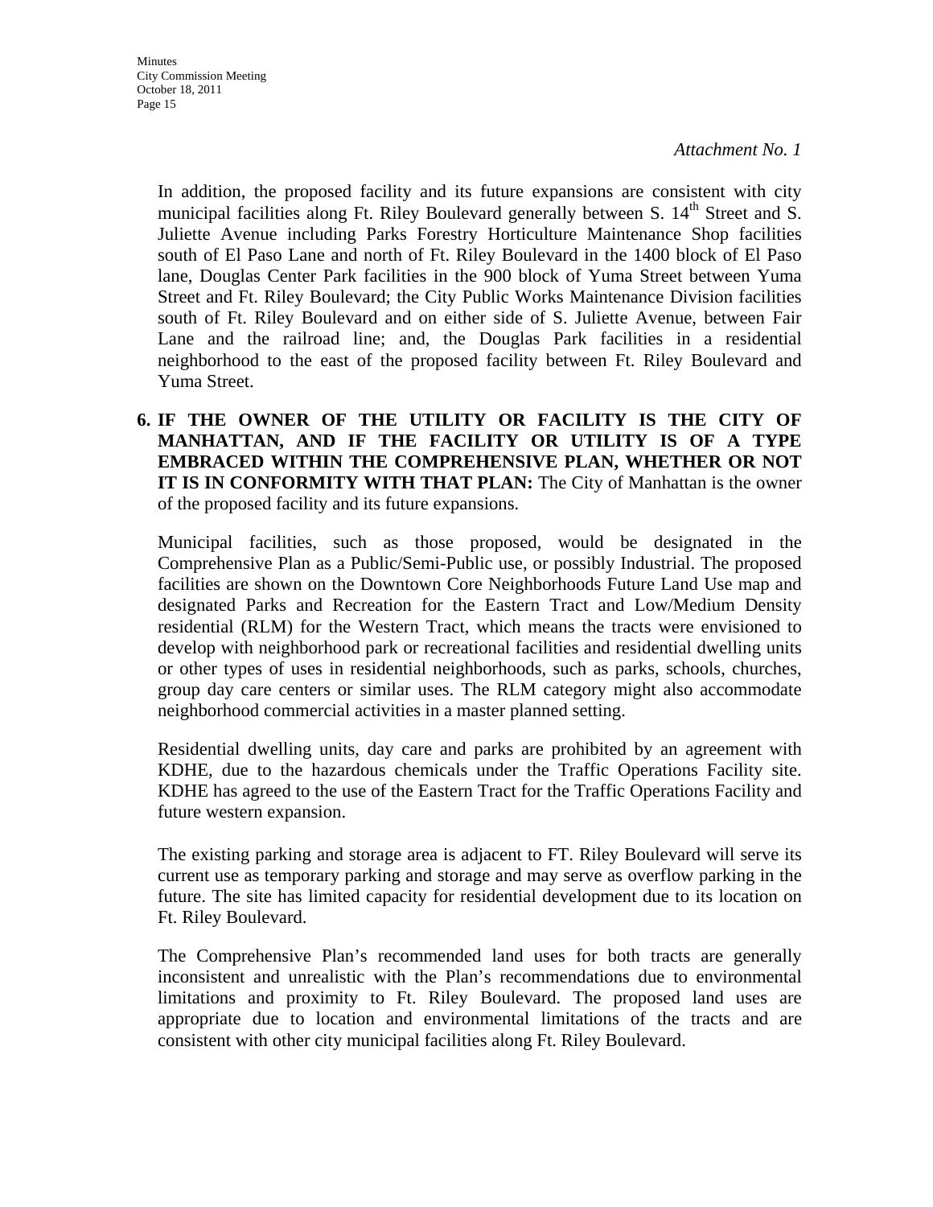*Attachment No. 1*

In addition, the proposed facility and its future expansions are consistent with city municipal facilities along Ft. Riley Boulevard generally between S. 14th Street and S. Juliette Avenue including Parks Forestry Horticulture Maintenance Shop facilities south of El Paso Lane and north of Ft. Riley Boulevard in the 1400 block of El Paso lane, Douglas Center Park facilities in the 900 block of Yuma Street between Yuma Street and Ft. Riley Boulevard; the City Public Works Maintenance Division facilities south of Ft. Riley Boulevard and on either side of S. Juliette Avenue, between Fair Lane and the railroad line; and, the Douglas Park facilities in a residential neighborhood to the east of the proposed facility between Ft. Riley Boulevard and Yuma Street.

6. **IF THE OWNER OF THE UTILITY OR FACILITY IS THE CITY OF MANHATTAN, AND IF THE FACILITY OR UTILITY IS OF A TYPE EMBRACED WITHIN THE COMPREHENSIVE PLAN, WHETHER OR NOT IT IS IN CONFORMITY WITH THAT PLAN:** The City of Manhattan is the owner of the proposed facility and its future expansions.

   Municipal facilities, such as those proposed, would be designated in the Comprehensive Plan as a Public/Semi-Public use, or possibly Industrial. The proposed facilities are shown on the Downtown Core Neighborhoods Future Land Use map and designated Parks and Recreation for the Eastern Tract and Low/Medium Density residential (RLM) for the Western Tract, which means the tracts were envisioned to develop with neighborhood park or recreational facilities and residential dwelling units or other types of uses in residential neighborhoods, such as parks, schools, churches, group day care centers or similar uses. The RLM category might also accommodate neighborhood commercial activities in a master planned setting.

   Residential dwelling units, day care and parks are prohibited by an agreement with KDHE, due to the hazardous chemicals under the Traffic Operations Facility site. KDHE has agreed to the use of the Eastern Tract for the Traffic Operations Facility and future western expansion.

   The existing parking and storage area is adjacent to FT. Riley Boulevard will serve its current use as temporary parking and storage and may serve as overflow parking in the future. The site has limited capacity for residential development due to its location on Ft. Riley Boulevard.

   The Comprehensive Plan's recommended land uses for both tracts are generally inconsistent and unrealistic with the Plan's recommendations due to environmental limitations and proximity to Ft. Riley Boulevard. The proposed land uses are appropriate due to location and environmental limitations of the tracts and are consistent with other city municipal facilities along Ft. Riley Boulevard.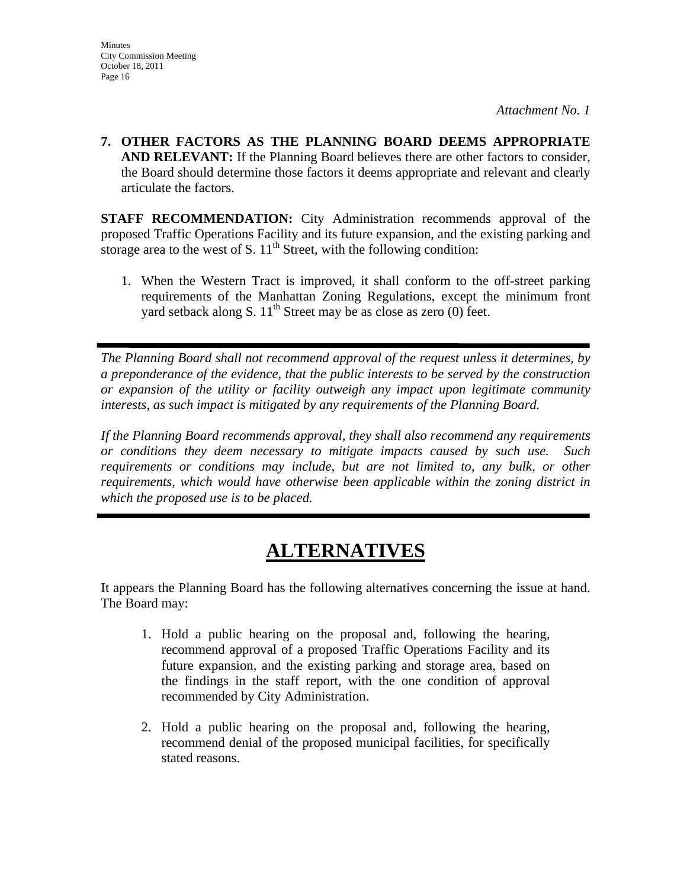*Attachment No. 1*

**7. OTHER FACTORS AS THE PLANNING BOARD DEEMS APPROPRIATE AND RELEVANT:** If the Planning Board believes there are other factors to consider, the Board should determine those factors it deems appropriate and relevant and clearly articulate the factors.

**STAFF RECOMMENDATION:** City Administration recommends approval of the proposed Traffic Operations Facility and its future expansion, and the existing parking and storage area to the west of S. 11th Street, with the following condition:

1. When the Western Tract is improved, it shall conform to the off-street parking requirements of the Manhattan Zoning Regulations, except the minimum front yard setback along S. 11th Street may be as close as zero (0) feet.

---

*The Planning Board shall not recommend approval of the request unless it determines, by a preponderance of the evidence, that the public interests to be served by the construction or expansion of the utility or facility outweigh any impact upon legitimate community interests, as such impact is mitigated by any requirements of the Planning Board.*

*If the Planning Board recommends approval, they shall also recommend any requirements or conditions they deem necessary to mitigate impacts caused by such use. Such requirements or conditions may include, but are not limited to, any bulk, or other requirements, which would have otherwise been applicable within the zoning district in which the proposed use is to be placed.*

---

# ALTERNATIVES

It appears the Planning Board has the following alternatives concerning the issue at hand. The Board may:

1. Hold a public hearing on the proposal and, following the hearing, recommend approval of a proposed Traffic Operations Facility and its future expansion, and the existing parking and storage area, based on the findings in the staff report, with the one condition of approval recommended by City Administration.

2. Hold a public hearing on the proposal and, following the hearing, recommend denial of the proposed municipal facilities, for specifically stated reasons.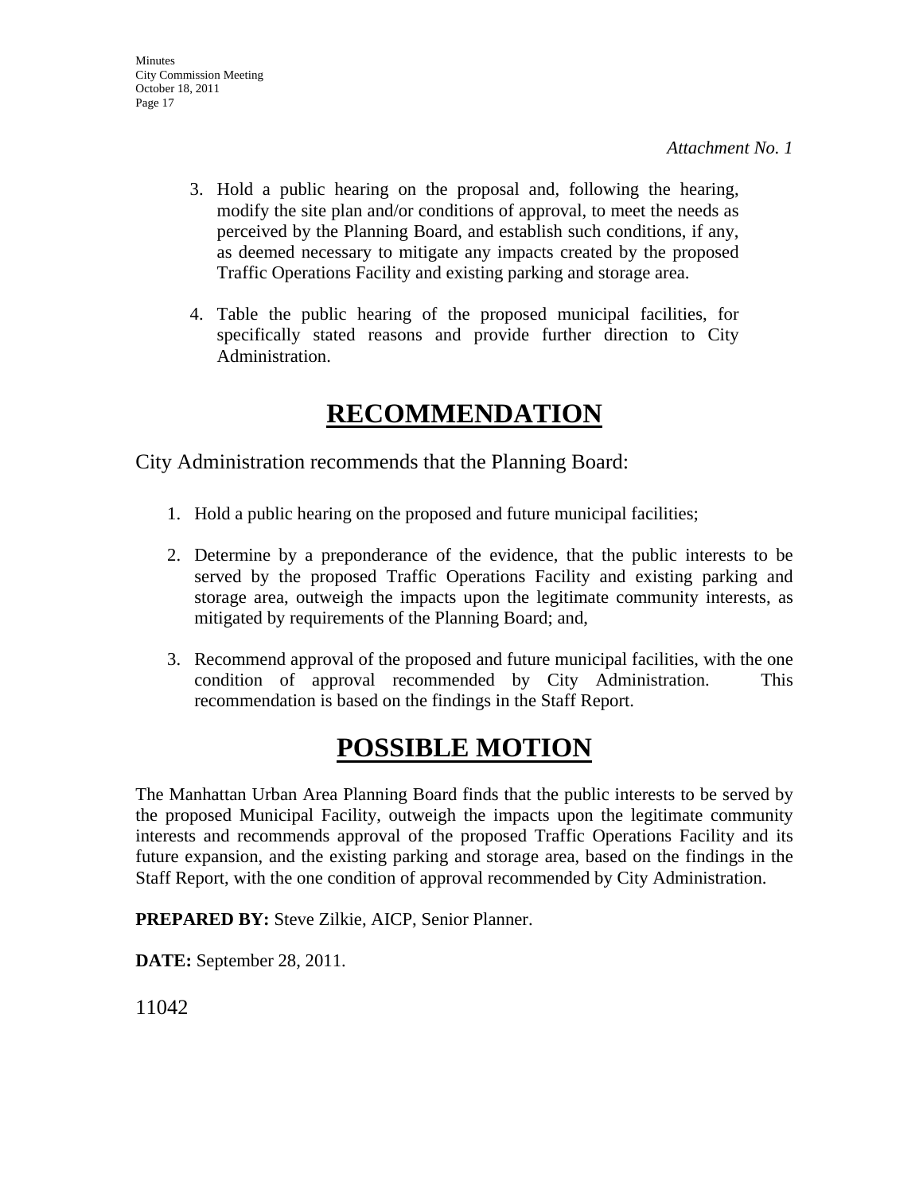*Attachment No. 1*

3. Hold a public hearing on the proposal and, following the hearing, modify the site plan and/or conditions of approval, to meet the needs as perceived by the Planning Board, and establish such conditions, if any, as deemed necessary to mitigate any impacts created by the proposed Traffic Operations Facility and existing parking and storage area.

4. Table the public hearing of the proposed municipal facilities, for specifically stated reasons and provide further direction to City Administration.

# RECOMMENDATION

City Administration recommends that the Planning Board:

1. Hold a public hearing on the proposed and future municipal facilities;

2. Determine by a preponderance of the evidence, that the public interests to be served by the proposed Traffic Operations Facility and existing parking and storage area, outweigh the impacts upon the legitimate community interests, as mitigated by requirements of the Planning Board; and,

3. Recommend approval of the proposed and future municipal facilities, with the one condition of approval recommended by City Administration. This recommendation is based on the findings in the Staff Report.

# POSSIBLE MOTION

The Manhattan Urban Area Planning Board finds that the public interests to be served by the proposed Municipal Facility, outweigh the impacts upon the legitimate community interests and recommends approval of the proposed Traffic Operations Facility and its future expansion, and the existing parking and storage area, based on the findings in the Staff Report, with the one condition of approval recommended by City Administration.

**PREPARED BY:** Steve Zilkie, AICP, Senior Planner.

**DATE:** September 28, 2011.

11042